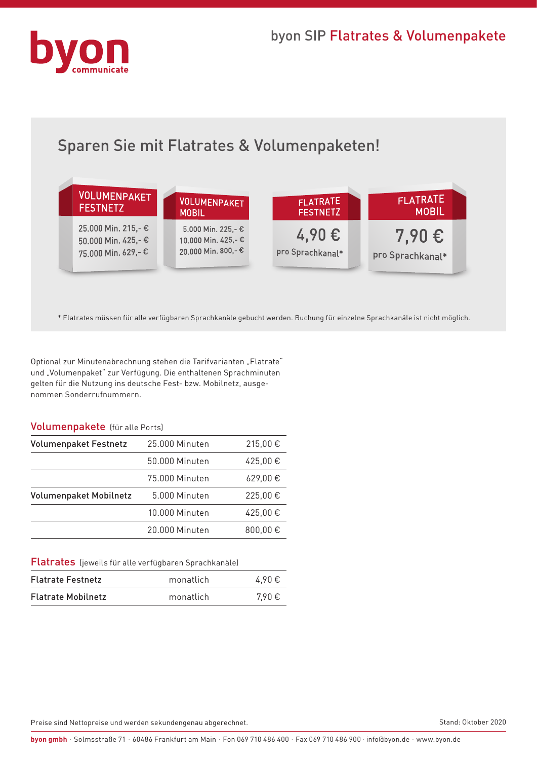byon communicate

# byon SIP Flatrates & Volumenpakete

## Sparen Sie mit Flatrates & Volumenpaketen!

**VOLUMENPAKET FESTNETZ**
25.000 Min. 215,- €
50.000 Min. 425,- €
75.000 Min. 629,- €

**VOLUMENPAKET MOBIL**
5.000 Min. 225,- €
10.000 Min. 425,- €
20.000 Min. 800,- €

**FLATRATE FESTNETZ**
4,90 €
pro Sprachkanal*

**FLATRATE MOBIL**
7,90 €
pro Sprachkanal*

* Flatrates müssen für alle verfügbaren Sprachkanäle gebucht werden. Buchung für einzelne Sprachkanäle ist nicht möglich.

Optional zur Minutenabrechnung stehen die Tarifvarianten „Flatrate" und „Volumenpaket" zur Verfügung. Die enthaltenen Sprachminuten gelten für die Nutzung ins deutsche Fest- bzw. Mobilnetz, ausgenommen Sonderrufnummern.

### Volumenpakete (für alle Ports)

| | | |
|---|---|---|
| Volumenpaket Festnetz | 25.000 Minuten | 215,00 € |
| | 50.000 Minuten | 425,00 € |
| | 75.000 Minuten | 629,00 € |
| Volumenpaket Mobilnetz | 5.000 Minuten | 225,00 € |
| | 10.000 Minuten | 425,00 € |
| | 20.000 Minuten | 800,00 € |

### Flatrates (jeweils für alle verfügbaren Sprachkanäle)

| | | |
|---|---|---|
| Flatrate Festnetz | monatlich | 4,90 € |
| Flatrate Mobilnetz | monatlich | 7,90 € |

Preise sind Nettopreise und werden sekundengenau abgerechnet.

Stand: Oktober 2020

**byon gmbh** · Solmsstraße 71 · 60486 Frankfurt am Main · Fon 069 710 486 400 · Fax 069 710 486 900 · info@byon.de · www.byon.de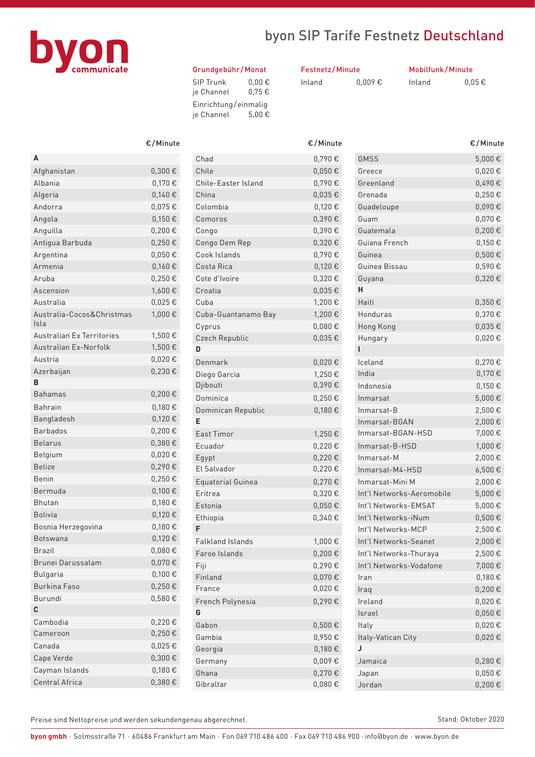byon communicate

# byon SIP Tarife Festnetz Deutschland

| Grundgebühr/Monat | |
|---|---|
| SIP Trunk | 0,00 € |
| je Channel | 0,75 € |
| Einrichtung/einmalig | |
| je Channel | 5,00 € |

| Festnetz/Minute | |
|---|---|
| Inland | 0,009 € |

| Mobilfunk/Minute | |
|---|---|
| Inland | 0,05 € |

| | €/Minute |
|---|---|
| **A** | |
| Afghanistan | 0,300 € |
| Albania | 0,170 € |
| Algeria | 0,140 € |
| Andorra | 0,075 € |
| Angola | 0,150 € |
| Anguilla | 0,200 € |
| Antigua Barbuda | 0,250 € |
| Argentina | 0,050 € |
| Armenia | 0,160 € |
| Aruba | 0,250 € |
| Ascension | 1,600 € |
| Australia | 0,025 € |
| Australia-Cocos&Christmas Isla | 1,000 € |
| Australian Ex Territories | 1,500 € |
| Australian Ex-Norfolk | 1,500 € |
| Austria | 0,020 € |
| Azerbaijan | 0,230 € |
| **B** | |
| Bahamas | 0,200 € |
| Bahrain | 0,180 € |
| Bangladesh | 0,120 € |
| Barbados | 0,200 € |
| Belarus | 0,380 € |
| Belgium | 0,020 € |
| Belize | 0,290 € |
| Benin | 0,250 € |
| Bermuda | 0,100 € |
| Bhutan | 0,180 € |
| Bolivia | 0,120 € |
| Bosnia Herzegovina | 0,180 € |
| Botswana | 0,120 € |
| Brazil | 0,080 € |
| Brunei Darussalam | 0,070 € |
| Bulgaria | 0,100 € |
| Burkina Faso | 0,250 € |
| Burundi | 0,580 € |
| **C** | |
| Cambodia | 0,220 € |
| Cameroon | 0,250 € |
| Canada | 0,025 € |
| Cape Verde | 0,300 € |
| Cayman Islands | 0,180 € |
| Central Africa | 0,380 € |
| Chad | 0,790 € |
| Chile | 0,050 € |
| Chile-Easter Island | 0,790 € |
| China | 0,035 € |
| Colombia | 0,120 € |
| Comoros | 0,390 € |
| Congo | 0,390 € |
| Congo Dem Rep | 0,320 € |
| Cook Islands | 0,790 € |
| Costa Rica | 0,120 € |
| Cote d'Ivoire | 0,320 € |
| Croatia | 0,035 € |
| Cuba | 1,200 € |
| Cuba-Guantanamo Bay | 1,200 € |
| Cyprus | 0,080 € |
| Czech Republic | 0,035 € |
| **D** | |
| Denmark | 0,020 € |
| Diego Garcia | 1,250 € |
| Djibouti | 0,390 € |
| Dominica | 0,250 € |
| Dominican Republic | 0,180 € |
| **E** | |
| East Timor | 1,250 € |
| Ecuador | 0,220 € |
| Egypt | 0,220 € |
| El Salvador | 0,220 € |
| Equatorial Guinea | 0,270 € |
| Eritrea | 0,320 € |
| Estonia | 0,050 € |
| Ethiopia | 0,340 € |
| **F** | |
| Falkland Islands | 1,000 € |
| Faroe Islands | 0,200 € |
| Fiji | 0,290 € |
| Finland | 0,070 € |
| France | 0,020 € |
| French Polynesia | 0,290 € |
| **G** | |
| Gabon | 0,500 € |
| Gambia | 0,950 € |
| Georgia | 0,180 € |
| Germany | 0,009 € |
| Ghana | 0,270 € |
| Gibraltar | 0,080 € |
| GMSS | 5,000 € |
| Greece | 0,020 € |
| Greenland | 0,490 € |
| Grenada | 0,250 € |
| Guadeloupe | 0,090 € |
| Guam | 0,070 € |
| Guatemala | 0,200 € |
| Guiana French | 0,150 € |
| Guinea | 0,500 € |
| Guinea Bissau | 0,590 € |
| Guyana | 0,320 € |
| **H** | |
| Haiti | 0,350 € |
| Honduras | 0,370 € |
| Hong Kong | 0,035 € |
| Hungary | 0,020 € |
| **I** | |
| Iceland | 0,270 € |
| India | 0,170 € |
| Indonesia | 0,150 € |
| Inmarsat | 5,000 € |
| Inmarsat-B | 2,500 € |
| Inmarsat-BGAN | 2,000 € |
| Inmarsat-BGAN-HSD | 7,000 € |
| Inmarsat-B-HSD | 1,000 € |
| Inmarsat-M | 2,000 € |
| Inmarsat-M4-HSD | 6,500 € |
| Inmarsat-Mini M | 2,000 € |
| Int'l Networks-Aeromobile | 5,000 € |
| Int'l Networks-EMSAT | 5,000 € |
| Int'l Networks-iNum | 0,500 € |
| Int'l Networks-MCP | 2,500 € |
| Int'l Networks-Seanet | 2,000 € |
| Int'l Networks-Thuraya | 2,500 € |
| Int'l Networks-Vodafone | 7,000 € |
| Iran | 0,180 € |
| Iraq | 0,200 € |
| Ireland | 0,020 € |
| Israel | 0,050 € |
| Italy | 0,020 € |
| Italy-Vatican City | 0,020 € |
| **J** | |
| Jamaica | 0,280 € |
| Japan | 0,050 € |
| Jordan | 0,200 € |

Preise sind Nettopreise und werden sekundengenau abgerechnet.

Stand: Oktober 2020

**byon gmbh** · Solmsstraße 71 · 60486 Frankfurt am Main · Fon 069 710 486 400 · Fax 069 710 486 900 · info@byon.de · www.byon.de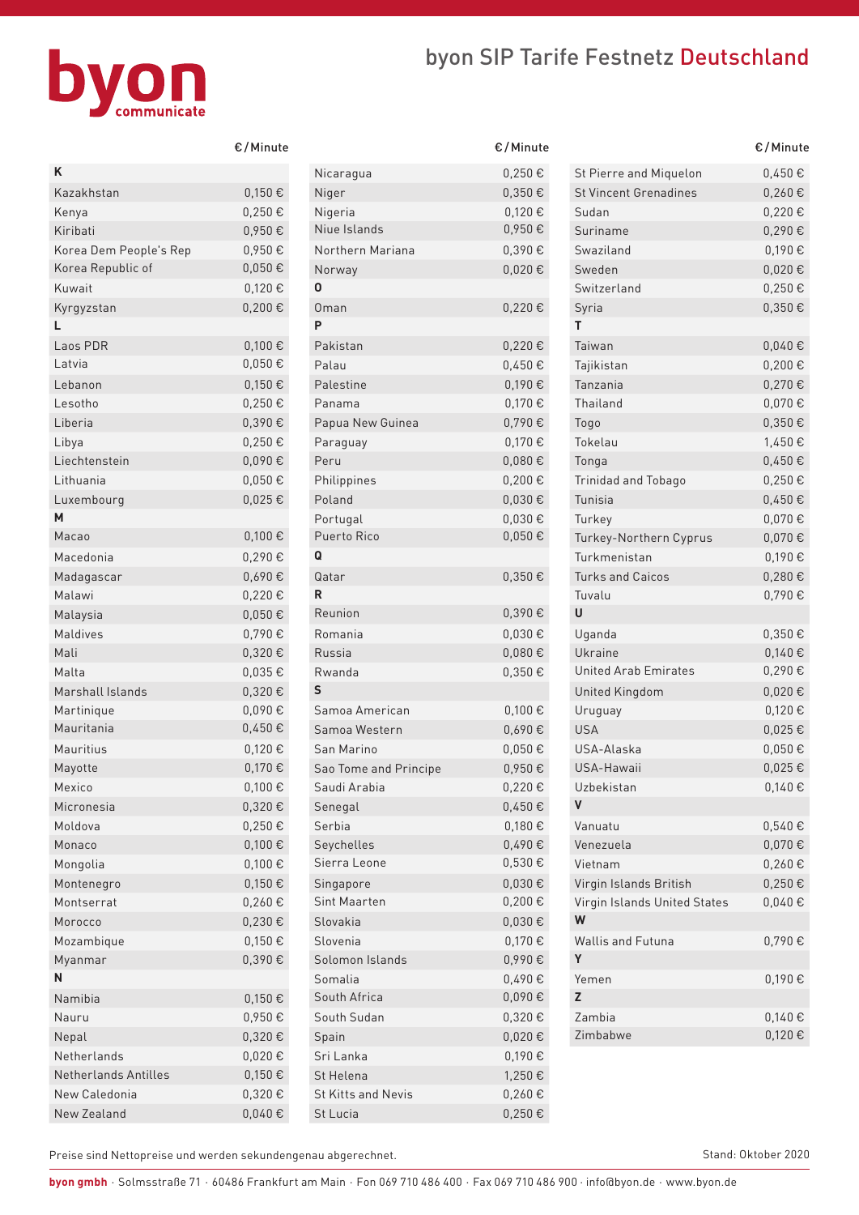# byon SIP Tarife Festnetz Deutschland

| | €/Minute |
|---|---|
| **K** | |
| Kazakhstan | 0,150 € |
| Kenya | 0,250 € |
| Kiribati | 0,950 € |
| Korea Dem People's Rep | 0,950 € |
| Korea Republic of | 0,050 € |
| Kuwait | 0,120 € |
| Kyrgyzstan | 0,200 € |
| **L** | |
| Laos PDR | 0,100 € |
| Latvia | 0,050 € |
| Lebanon | 0,150 € |
| Lesotho | 0,250 € |
| Liberia | 0,390 € |
| Libya | 0,250 € |
| Liechtenstein | 0,090 € |
| Lithuania | 0,050 € |
| Luxembourg | 0,025 € |
| **M** | |
| Macao | 0,100 € |
| Macedonia | 0,290 € |
| Madagascar | 0,690 € |
| Malawi | 0,220 € |
| Malaysia | 0,050 € |
| Maldives | 0,790 € |
| Mali | 0,320 € |
| Malta | 0,035 € |
| Marshall Islands | 0,320 € |
| Martinique | 0,090 € |
| Mauritania | 0,450 € |
| Mauritius | 0,120 € |
| Mayotte | 0,170 € |
| Mexico | 0,100 € |
| Micronesia | 0,320 € |
| Moldova | 0,250 € |
| Monaco | 0,100 € |
| Mongolia | 0,100 € |
| Montenegro | 0,150 € |
| Montserrat | 0,260 € |
| Morocco | 0,230 € |
| Mozambique | 0,150 € |
| Myanmar | 0,390 € |
| **N** | |
| Namibia | 0,150 € |
| Nauru | 0,950 € |
| Nepal | 0,320 € |
| Netherlands | 0,020 € |
| Netherlands Antilles | 0,150 € |
| New Caledonia | 0,320 € |
| New Zealand | 0,040 € |
| Nicaragua | 0,250 € |
| Niger | 0,350 € |
| Nigeria | 0,120 € |
| Niue Islands | 0,950 € |
| Northern Mariana | 0,390 € |
| Norway | 0,020 € |
| **O** | |
| Oman | 0,220 € |
| **P** | |
| Pakistan | 0,220 € |
| Palau | 0,450 € |
| Palestine | 0,190 € |
| Panama | 0,170 € |
| Papua New Guinea | 0,790 € |
| Paraguay | 0,170 € |
| Peru | 0,080 € |
| Philippines | 0,200 € |
| Poland | 0,030 € |
| Portugal | 0,030 € |
| Puerto Rico | 0,050 € |
| **Q** | |
| Qatar | 0,350 € |
| **R** | |
| Reunion | 0,390 € |
| Romania | 0,030 € |
| Russia | 0,080 € |
| Rwanda | 0,350 € |
| **S** | |
| Samoa American | 0,100 € |
| Samoa Western | 0,690 € |
| San Marino | 0,050 € |
| Sao Tome and Principe | 0,950 € |
| Saudi Arabia | 0,220 € |
| Senegal | 0,450 € |
| Serbia | 0,180 € |
| Seychelles | 0,490 € |
| Sierra Leone | 0,530 € |
| Singapore | 0,030 € |
| Sint Maarten | 0,200 € |
| Slovakia | 0,030 € |
| Slovenia | 0,170 € |
| Solomon Islands | 0,990 € |
| Somalia | 0,490 € |
| South Africa | 0,090 € |
| South Sudan | 0,320 € |
| Spain | 0,020 € |
| Sri Lanka | 0,190 € |
| St Helena | 1,250 € |
| St Kitts and Nevis | 0,260 € |
| St Lucia | 0,250 € |
| St Pierre and Miquelon | 0,450 € |
| St Vincent Grenadines | 0,260 € |
| Sudan | 0,220 € |
| Suriname | 0,290 € |
| Swaziland | 0,190 € |
| Sweden | 0,020 € |
| Switzerland | 0,250 € |
| Syria | 0,350 € |
| **T** | |
| Taiwan | 0,040 € |
| Tajikistan | 0,200 € |
| Tanzania | 0,270 € |
| Thailand | 0,070 € |
| Togo | 0,350 € |
| Tokelau | 1,450 € |
| Tonga | 0,450 € |
| Trinidad and Tobago | 0,250 € |
| Tunisia | 0,450 € |
| Turkey | 0,070 € |
| Turkey-Northern Cyprus | 0,070 € |
| Turkmenistan | 0,190 € |
| Turks and Caicos | 0,280 € |
| Tuvalu | 0,790 € |
| **U** | |
| Uganda | 0,350 € |
| Ukraine | 0,140 € |
| United Arab Emirates | 0,290 € |
| United Kingdom | 0,020 € |
| Uruguay | 0,120 € |
| USA | 0,025 € |
| USA-Alaska | 0,050 € |
| USA-Hawaii | 0,025 € |
| Uzbekistan | 0,140 € |
| **V** | |
| Vanuatu | 0,540 € |
| Venezuela | 0,070 € |
| Vietnam | 0,260 € |
| Virgin Islands British | 0,250 € |
| Virgin Islands United States | 0,040 € |
| **W** | |
| Wallis and Futuna | 0,790 € |
| **Y** | |
| Yemen | 0,190 € |
| **Z** | |
| Zambia | 0,140 € |
| Zimbabwe | 0,120 € |

Preise sind Nettopreise und werden sekundengenau abgerechnet.

Stand: Oktober 2020

**byon gmbh** · Solmsstraße 71 · 60486 Frankfurt am Main · Fon 069 710 486 400 · Fax 069 710 486 900 · info@byon.de · www.byon.de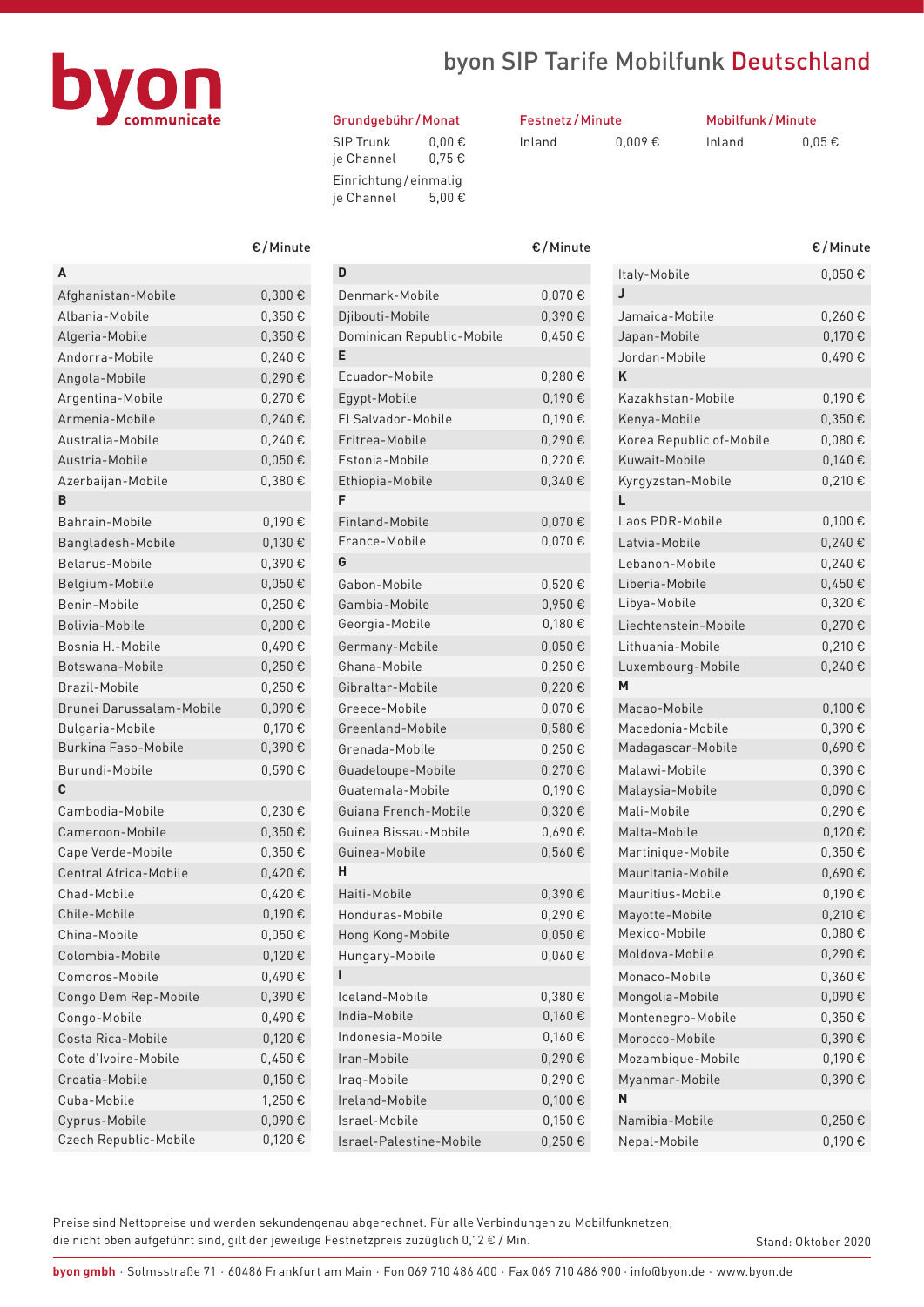# byon SIP Tarife Mobilfunk Deutschland

| Grundgebühr / Monat | |
|---|---|
| SIP Trunk | 0,00 € |
| je Channel | 0,75 € |
| **Einrichtung / einmalig** | |
| je Channel | 5,00 € |

| Festnetz / Minute | |
|---|---|
| Inland | 0,009 € |

| Mobilfunk / Minute | |
|---|---|
| Inland | 0,05 € |

| | €/Minute |
|---|---|
| **A** | |
| Afghanistan-Mobile | 0,300 € |
| Albania-Mobile | 0,350 € |
| Algeria-Mobile | 0,350 € |
| Andorra-Mobile | 0,240 € |
| Angola-Mobile | 0,290 € |
| Argentina-Mobile | 0,270 € |
| Armenia-Mobile | 0,240 € |
| Australia-Mobile | 0,240 € |
| Austria-Mobile | 0,050 € |
| Azerbaijan-Mobile | 0,380 € |
| **B** | |
| Bahrain-Mobile | 0,190 € |
| Bangladesh-Mobile | 0,130 € |
| Belarus-Mobile | 0,390 € |
| Belgium-Mobile | 0,050 € |
| Benin-Mobile | 0,250 € |
| Bolivia-Mobile | 0,200 € |
| Bosnia H.-Mobile | 0,490 € |
| Botswana-Mobile | 0,250 € |
| Brazil-Mobile | 0,250 € |
| Brunei Darussalam-Mobile | 0,090 € |
| Bulgaria-Mobile | 0,170 € |
| Burkina Faso-Mobile | 0,390 € |
| Burundi-Mobile | 0,590 € |
| **C** | |
| Cambodia-Mobile | 0,230 € |
| Cameroon-Mobile | 0,350 € |
| Cape Verde-Mobile | 0,350 € |
| Central Africa-Mobile | 0,420 € |
| Chad-Mobile | 0,420 € |
| Chile-Mobile | 0,190 € |
| China-Mobile | 0,050 € |
| Colombia-Mobile | 0,120 € |
| Comoros-Mobile | 0,490 € |
| Congo Dem Rep-Mobile | 0,390 € |
| Congo-Mobile | 0,490 € |
| Costa Rica-Mobile | 0,120 € |
| Cote d'Ivoire-Mobile | 0,450 € |
| Croatia-Mobile | 0,150 € |
| Cuba-Mobile | 1,250 € |
| Cyprus-Mobile | 0,090 € |
| Czech Republic-Mobile | 0,120 € |
| **D** | |
| Denmark-Mobile | 0,070 € |
| Djibouti-Mobile | 0,390 € |
| Dominican Republic-Mobile | 0,450 € |
| **E** | |
| Ecuador-Mobile | 0,280 € |
| Egypt-Mobile | 0,190 € |
| El Salvador-Mobile | 0,190 € |
| Eritrea-Mobile | 0,290 € |
| Estonia-Mobile | 0,220 € |
| Ethiopia-Mobile | 0,340 € |
| **F** | |
| Finland-Mobile | 0,070 € |
| France-Mobile | 0,070 € |
| **G** | |
| Gabon-Mobile | 0,520 € |
| Gambia-Mobile | 0,950 € |
| Georgia-Mobile | 0,180 € |
| Germany-Mobile | 0,050 € |
| Ghana-Mobile | 0,250 € |
| Gibraltar-Mobile | 0,220 € |
| Greece-Mobile | 0,070 € |
| Greenland-Mobile | 0,580 € |
| Grenada-Mobile | 0,250 € |
| Guadeloupe-Mobile | 0,270 € |
| Guatemala-Mobile | 0,190 € |
| Guiana French-Mobile | 0,320 € |
| Guinea Bissau-Mobile | 0,690 € |
| Guinea-Mobile | 0,560 € |
| **H** | |
| Haiti-Mobile | 0,390 € |
| Honduras-Mobile | 0,290 € |
| Hong Kong-Mobile | 0,050 € |
| Hungary-Mobile | 0,060 € |
| **I** | |
| Iceland-Mobile | 0,380 € |
| India-Mobile | 0,160 € |
| Indonesia-Mobile | 0,160 € |
| Iran-Mobile | 0,290 € |
| Iraq-Mobile | 0,290 € |
| Ireland-Mobile | 0,100 € |
| Israel-Mobile | 0,150 € |
| Israel-Palestine-Mobile | 0,250 € |
| Italy-Mobile | 0,050 € |
| **J** | |
| Jamaica-Mobile | 0,260 € |
| Japan-Mobile | 0,170 € |
| Jordan-Mobile | 0,490 € |
| **K** | |
| Kazakhstan-Mobile | 0,190 € |
| Kenya-Mobile | 0,350 € |
| Korea Republic of-Mobile | 0,080 € |
| Kuwait-Mobile | 0,140 € |
| Kyrgyzstan-Mobile | 0,210 € |
| **L** | |
| Laos PDR-Mobile | 0,100 € |
| Latvia-Mobile | 0,240 € |
| Lebanon-Mobile | 0,240 € |
| Liberia-Mobile | 0,450 € |
| Libya-Mobile | 0,320 € |
| Liechtenstein-Mobile | 0,270 € |
| Lithuania-Mobile | 0,210 € |
| Luxembourg-Mobile | 0,240 € |
| **M** | |
| Macao-Mobile | 0,100 € |
| Macedonia-Mobile | 0,390 € |
| Madagascar-Mobile | 0,690 € |
| Malawi-Mobile | 0,390 € |
| Malaysia-Mobile | 0,090 € |
| Mali-Mobile | 0,290 € |
| Malta-Mobile | 0,120 € |
| Martinique-Mobile | 0,350 € |
| Mauritania-Mobile | 0,690 € |
| Mauritius-Mobile | 0,190 € |
| Mayotte-Mobile | 0,210 € |
| Mexico-Mobile | 0,080 € |
| Moldova-Mobile | 0,290 € |
| Monaco-Mobile | 0,360 € |
| Mongolia-Mobile | 0,090 € |
| Montenegro-Mobile | 0,350 € |
| Morocco-Mobile | 0,390 € |
| Mozambique-Mobile | 0,190 € |
| Myanmar-Mobile | 0,390 € |
| **N** | |
| Namibia-Mobile | 0,250 € |
| Nepal-Mobile | 0,190 € |

Preise sind Nettopreise und werden sekundengenau abgerechnet. Für alle Verbindungen zu Mobilfunknetzen, die nicht oben aufgeführt sind, gilt der jeweilige Festnetzpreis zuzüglich 0,12 € / Min.

Stand: Oktober 2020

**byon gmbh** · Solmsstraße 71 · 60486 Frankfurt am Main · Fon 069 710 486 400 · Fax 069 710 486 900 · info@byon.de · www.byon.de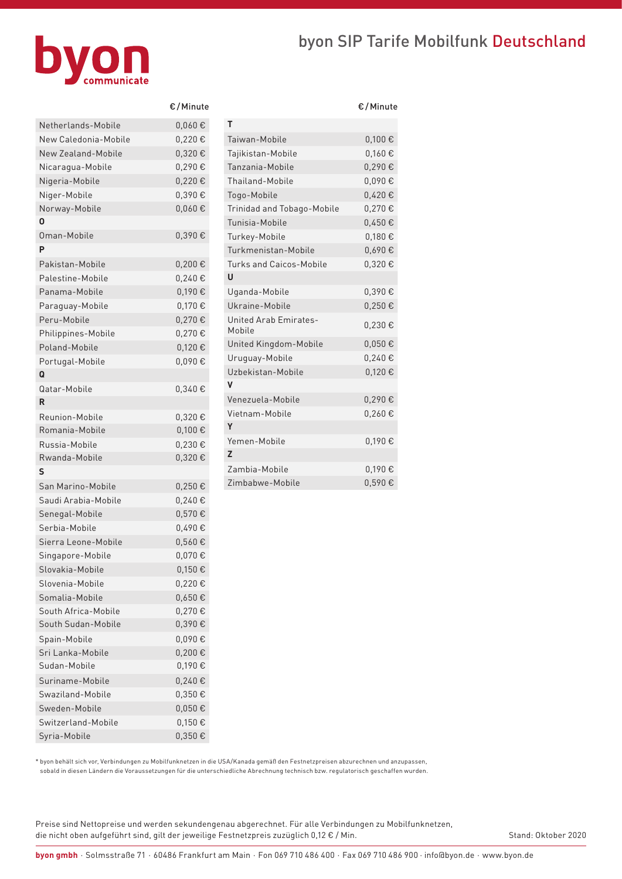# byon SIP Tarife Mobilfunk Deutschland

| | €/Minute |
|---|---|
| Netherlands-Mobile | 0,060 € |
| New Caledonia-Mobile | 0,220 € |
| New Zealand-Mobile | 0,320 € |
| Nicaragua-Mobile | 0,290 € |
| Nigeria-Mobile | 0,220 € |
| Niger-Mobile | 0,390 € |
| Norway-Mobile | 0,060 € |
| **O** | |
| Oman-Mobile | 0,390 € |
| **P** | |
| Pakistan-Mobile | 0,200 € |
| Palestine-Mobile | 0,240 € |
| Panama-Mobile | 0,190 € |
| Paraguay-Mobile | 0,170 € |
| Peru-Mobile | 0,270 € |
| Philippines-Mobile | 0,270 € |
| Poland-Mobile | 0,120 € |
| Portugal-Mobile | 0,090 € |
| **Q** | |
| Qatar-Mobile | 0,340 € |
| **R** | |
| Reunion-Mobile | 0,320 € |
| Romania-Mobile | 0,100 € |
| Russia-Mobile | 0,230 € |
| Rwanda-Mobile | 0,320 € |
| **S** | |
| San Marino-Mobile | 0,250 € |
| Saudi Arabia-Mobile | 0,240 € |
| Senegal-Mobile | 0,570 € |
| Serbia-Mobile | 0,490 € |
| Sierra Leone-Mobile | 0,560 € |
| Singapore-Mobile | 0,070 € |
| Slovakia-Mobile | 0,150 € |
| Slovenia-Mobile | 0,220 € |
| Somalia-Mobile | 0,650 € |
| South Africa-Mobile | 0,270 € |
| South Sudan-Mobile | 0,390 € |
| Spain-Mobile | 0,090 € |
| Sri Lanka-Mobile | 0,200 € |
| Sudan-Mobile | 0,190 € |
| Suriname-Mobile | 0,240 € |
| Swaziland-Mobile | 0,350 € |
| Sweden-Mobile | 0,050 € |
| Switzerland-Mobile | 0,150 € |
| Syria-Mobile | 0,350 € |

| | €/Minute |
|---|---|
| **T** | |
| Taiwan-Mobile | 0,100 € |
| Tajikistan-Mobile | 0,160 € |
| Tanzania-Mobile | 0,290 € |
| Thailand-Mobile | 0,090 € |
| Togo-Mobile | 0,420 € |
| Trinidad and Tobago-Mobile | 0,270 € |
| Tunisia-Mobile | 0,450 € |
| Turkey-Mobile | 0,180 € |
| Turkmenistan-Mobile | 0,690 € |
| Turks and Caicos-Mobile | 0,320 € |
| **U** | |
| Uganda-Mobile | 0,390 € |
| Ukraine-Mobile | 0,250 € |
| United Arab Emirates-Mobile | 0,230 € |
| United Kingdom-Mobile | 0,050 € |
| Uruguay-Mobile | 0,240 € |
| Uzbekistan-Mobile | 0,120 € |
| **V** | |
| Venezuela-Mobile | 0,290 € |
| Vietnam-Mobile | 0,260 € |
| **Y** | |
| Yemen-Mobile | 0,190 € |
| **Z** | |
| Zambia-Mobile | 0,190 € |
| Zimbabwe-Mobile | 0,590 € |

* byon behält sich vor, Verbindungen zu Mobilfunknetzen in die USA/Kanada gemäß den Festnetzpreisen abzurechnen und anzupassen, sobald in diesen Ländern die Voraussetzungen für die unterschiedliche Abrechnung technisch bzw. regulatorisch geschaffen wurden.

Preise sind Nettopreise und werden sekundengenau abgerechnet. Für alle Verbindungen zu Mobilfunknetzen, die nicht oben aufgeführt sind, gilt der jeweilige Festnetzpreis zuzüglich 0,12 € / Min.

Stand: Oktober 2020

**byon gmbh** · Solmsstraße 71 · 60486 Frankfurt am Main · Fon 069 710 486 400 · Fax 069 710 486 900 · info@byon.de · www.byon.de